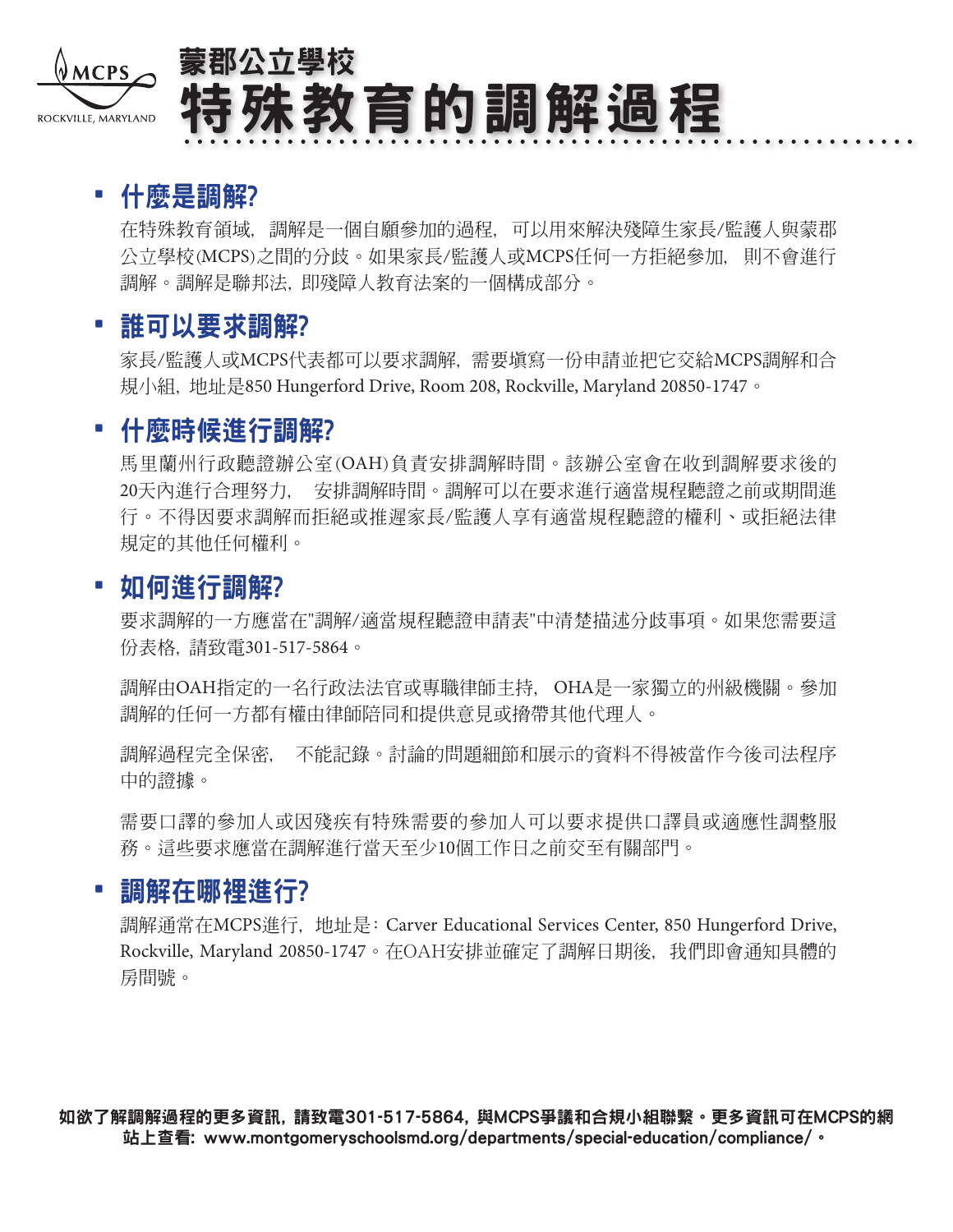MCPS
ROCKVILLE, MARYLAND

# 蒙郡公立學校
# 特殊教育的調解過程

## 什麼是調解?

在特殊教育領域，調解是一個自願參加的過程，可以用來解決殘障生家長/監護人與蒙郡公立學校(MCPS)之間的分歧。如果家長/監護人或MCPS任何一方拒絕參加，則不會進行調解。調解是聯邦法，即殘障人教育法案的一個構成部分。

## 誰可以要求調解?

家長/監護人或MCPS代表都可以要求調解，需要填寫一份申請並把它交給MCPS調解和合規小組，地址是850 Hungerford Drive, Room 208, Rockville, Maryland 20850-1747。

## 什麼時候進行調解?

馬里蘭州行政聽證辦公室(OAH)負責安排調解時間。該辦公室會在收到調解要求後的20天內進行合理努力，安排調解時間。調解可以在要求進行適當規程聽證之前或期間進行。不得因要求調解而拒絕或推遲家長/監護人享有適當規程聽證的權利、或拒絕法律規定的其他任何權利。

## 如何進行調解?

要求調解的一方應當在"調解/適當規程聽證申請表"中清楚描述分歧事項。如果您需要這份表格，請致電301-517-5864。

調解由OAH指定的一名行政法法官或專職律師主持，OHA是一家獨立的州級機關。參加調解的任何一方都有權由律師陪同和提供意見或攜帶其他代理人。

調解過程完全保密，不能記錄。討論的問題細節和展示的資料不得被當作今後司法程序中的證據。

需要口譯的參加人或因殘疾有特殊需要的參加人可以要求提供口譯員或適應性調整服務。這些要求應當在調解進行當天至少10個工作日之前交至有關部門。

## 調解在哪裡進行?

調解通常在MCPS進行，地址是：Carver Educational Services Center, 850 Hungerford Drive, Rockville, Maryland 20850-1747。在OAH安排並確定了調解日期後，我們即會通知具體的房間號。

**如欲了解調解過程的更多資訊，請致電301-517-5864，與MCPS爭議和合規小組聯繫。更多資訊可在MCPS的網站上查看：www.montgomeryschoolsmd.org/departments/special-education/compliance/。**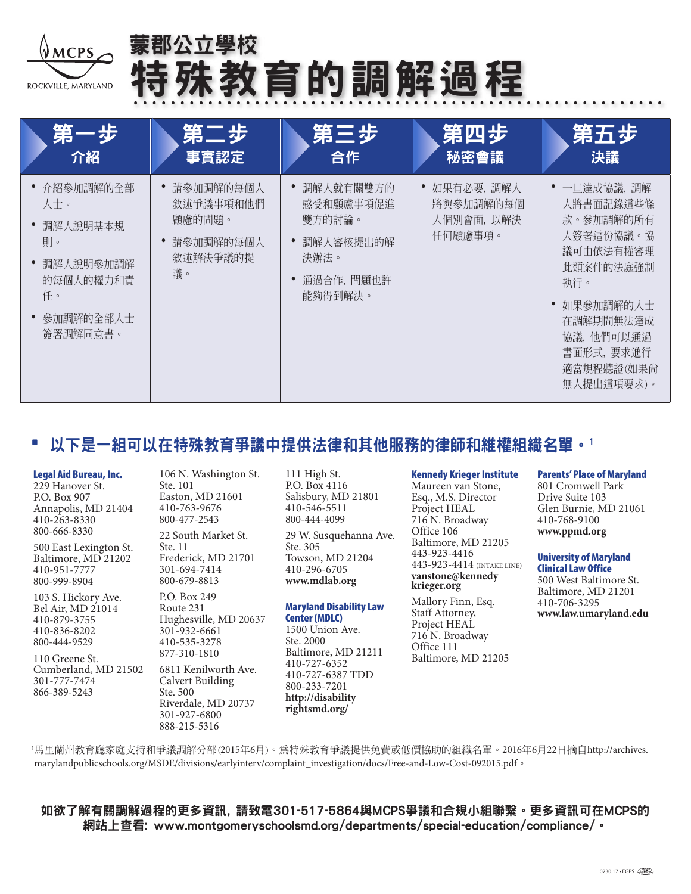MCPS
ROCKVILLE, MARYLAND

# 蒙郡公立學校
# 特殊教育的調解過程

| 第一步 介紹 | 第二步 事實認定 | 第三步 合作 | 第四步 秘密會議 | 第五步 決議 |
|---|---|---|---|---|
| • 介紹參加調解的全部人士。<br>• 調解人說明基本規則。<br>• 調解人說明參加調解的每個人的權力和責任。<br>• 參加調解的全部人士簽署調解同意書。 | • 請參加調解的每個人敘述爭議事項和他們顧慮的問題。<br>• 請參加調解的每個人敘述解決爭議的提議。 | • 調解人就有關雙方的感受和顧慮事項促進雙方的討論。<br>• 調解人審核提出的解決辦法。<br>• 通過合作，問題也許能夠得到解決。 | • 如果有必要，調解人將與參加調解的每個人個別會面，以解決任何顧慮事項。 | • 一旦達成協議，調解人將書面記錄這些條款。參加調解的所有人簽署這份協議。協議可由依法有權審理此類案件的法庭強制執行。<br>• 如果參加調解的人士在調解期間無法達成協議，他們可以通過書面形式，要求進行適當規程聽證(如果尚無人提出這項要求)。 |

## 以下是一組可以在特殊教育爭議中提供法律和其他服務的律師和維權組織名單。[1]

**Legal Aid Bureau, Inc.**
229 Hanover St.
P.O. Box 907
Annapolis, MD 21404
410-263-8330
800-666-8330

500 East Lexington St.
Baltimore, MD 21202
410-951-7777
800-999-8904

103 S. Hickory Ave.
Bel Air, MD 21014
410-879-3755
410-836-8202
800-444-9529

110 Greene St.
Cumberland, MD 21502
301-777-7474
866-389-5243

106 N. Washington St.
Ste. 101
Easton, MD 21601
410-763-9676
800-477-2543

22 South Market St.
Ste. 11
Frederick, MD 21701
301-694-7414
800-679-8813

P.O. Box 249
Route 231
Hughesville, MD 20637
301-932-6661
410-535-3278
877-310-1810

6811 Kenilworth Ave.
Calvert Building
Ste. 500
Riverdale, MD 20737
301-927-6800
888-215-5316

111 High St.
P.O. Box 4116
Salisbury, MD 21801
410-546-5511
800-444-4099

29 W. Susquehanna Ave.
Ste. 305
Towson, MD 21204
410-296-6705
**www.mdlab.org**

**Maryland Disability Law Center (MDLC)**
1500 Union Ave.
Ste. 2000
Baltimore, MD 21211
410-727-6352
410-727-6387 TDD
800-233-7201
**http://disabilityrightsmd.org/**

**Kennedy Krieger Institute**
Maureen van Stone,
Esq., M.S. Director
Project HEAL
716 N. Broadway
Office 106
Baltimore, MD 21205
443-923-4416
443-923-4414 (INTAKE LINE)
**vanstone@kennedykrieger.org**

Mallory Finn, Esq.
Staff Attorney,
Project HEAL
716 N. Broadway
Office 111
Baltimore, MD 21205

**Parents' Place of Maryland**
801 Cromwell Park
Drive Suite 103
Glen Burnie, MD 21061
410-768-9100
**www.ppmd.org**

**University of Maryland Clinical Law Office**
500 West Baltimore St.
Baltimore, MD 21201
410-706-3295
**www.law.umaryland.edu**

[1]馬里蘭州教育廳家庭支持和爭議調解分部(2015年6月)。爲特殊教育爭議提供免費或低價協助的組織名單。2016年6月22日摘自http://archives.marylandpublicschools.org/MSDE/divisions/earlyinterv/complaint_investigation/docs/Free-and-Low-Cost-092015.pdf。

**如欲了解有關調解過程的更多資訊，請致電301-517-5864與MCPS爭議和合規小組聯繫。更多資訊可在MCPS的網站上查看：www.montgomeryschoolsmd.org/departments/special-education/compliance/。**

0230.17 • EGPS